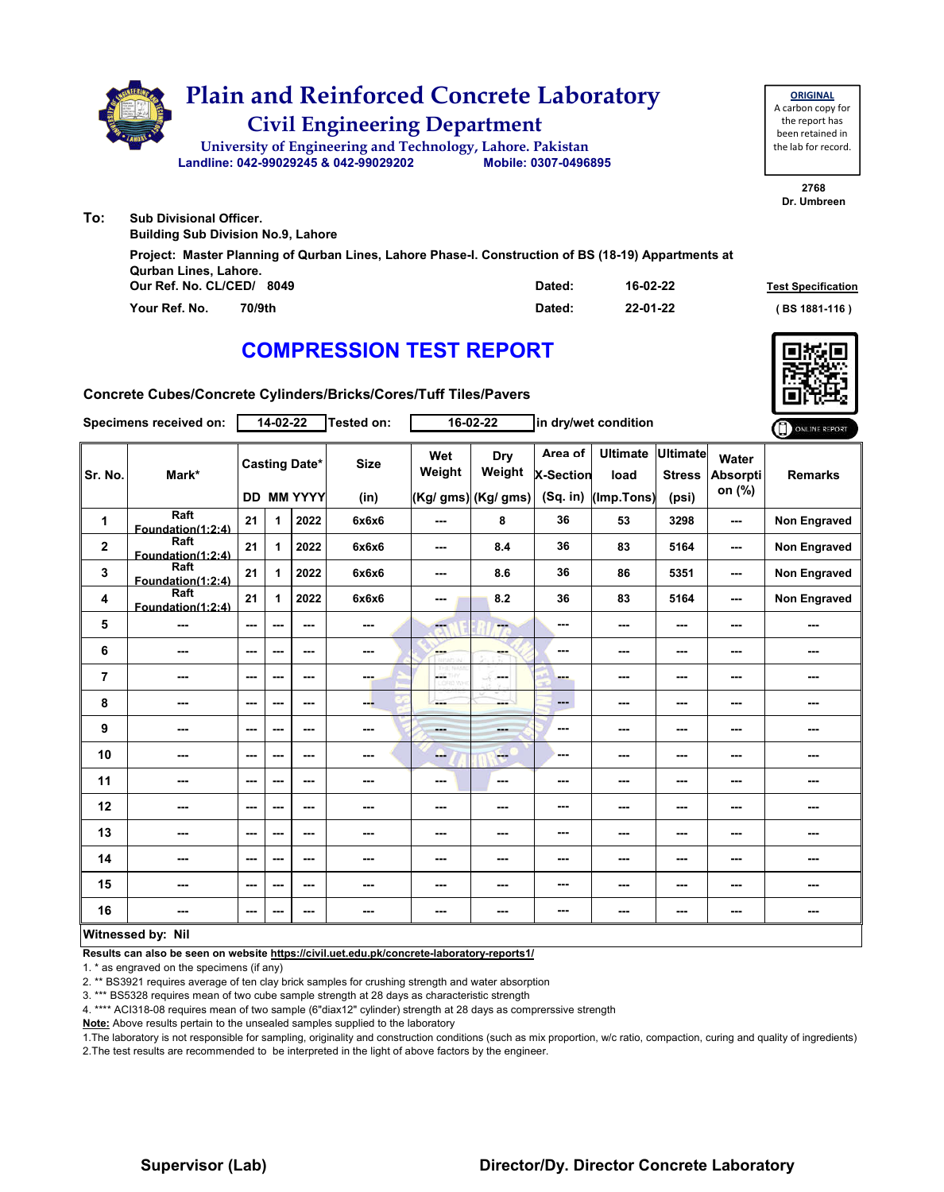# Plain and Reinforced Concrete Laboratory

## Civil Engineering Department

University of Engineering and Technology, Lahore. Pakistan

Landline: 042-99029245 & 042-99029202 Mobile: 0307-0496895

**ORIGINAL**
A carbon copy for the report has been retained in the lab for record.

2768
Dr. Umbreen

**To:** Sub Divisional Officer.
Building Sub Division No.9, Lahore

Project: Master Planning of Qurban Lines, Lahore Phase-I. Construction of BS (18-19) Appartments at Qurban Lines, Lahore.

Our Ref. No. CL/CED/ 8049 Dated: 16-02-22

Your Ref. No. 70/9th Dated: 22-01-22

Test Specification
( BS 1881-116 )

## COMPRESSION TEST REPORT

Concrete Cubes/Concrete Cylinders/Bricks/Cores/Tuff Tiles/Pavers

Specimens received on: 14-02-22 Tested on: 16-02-22 in dry/wet condition

ONLINE REPORT

| Sr. No. | Mark* | Casting Date* DD | MM | YYYY | Size (in) | Wet Weight (Kg/ gms) | Dry Weight (Kg/ gms) | Area of X-Section (Sq. in) | Ultimate load (Imp.Tons) | Ultimate Stress (psi) | Water Absorption (%) | Remarks |
|---|---|---|---|---|---|---|---|---|---|---|---|---|
| 1 | Raft Foundation(1:2:4) | 21 | 1 | 2022 | 6x6x6 | --- | 8 | 36 | 53 | 3298 | --- | Non Engraved |
| 2 | Raft Foundation(1:2:4) | 21 | 1 | 2022 | 6x6x6 | --- | 8.4 | 36 | 83 | 5164 | --- | Non Engraved |
| 3 | Raft Foundation(1:2:4) | 21 | 1 | 2022 | 6x6x6 | --- | 8.6 | 36 | 86 | 5351 | --- | Non Engraved |
| 4 | Raft Foundation(1:2:4) | 21 | 1 | 2022 | 6x6x6 | --- | 8.2 | 36 | 83 | 5164 | --- | Non Engraved |
| 5 | --- | --- | --- | --- | --- | --- | --- | --- | --- | --- | --- | --- |
| 6 | --- | --- | --- | --- | --- | --- | --- | --- | --- | --- | --- | --- |
| 7 | --- | --- | --- | --- | --- | --- | --- | --- | --- | --- | --- | --- |
| 8 | --- | --- | --- | --- | --- | --- | --- | --- | --- | --- | --- | --- |
| 9 | --- | --- | --- | --- | --- | --- | --- | --- | --- | --- | --- | --- |
| 10 | --- | --- | --- | --- | --- | --- | --- | --- | --- | --- | --- | --- |
| 11 | --- | --- | --- | --- | --- | --- | --- | --- | --- | --- | --- | --- |
| 12 | --- | --- | --- | --- | --- | --- | --- | --- | --- | --- | --- | --- |
| 13 | --- | --- | --- | --- | --- | --- | --- | --- | --- | --- | --- | --- |
| 14 | --- | --- | --- | --- | --- | --- | --- | --- | --- | --- | --- | --- |
| 15 | --- | --- | --- | --- | --- | --- | --- | --- | --- | --- | --- | --- |
| 16 | --- | --- | --- | --- | --- | --- | --- | --- | --- | --- | --- | --- |

Witnessed by: Nil

**Results can also be seen on website https://civil.uet.edu.pk/concrete-laboratory-reports1/**

1. * as engraved on the specimens (if any)
2. ** BS3921 requires average of ten clay brick samples for crushing strength and water absorption
3. *** BS5328 requires mean of two cube sample strength at 28 days as characteristic strength
4. **** ACI318-08 requires mean of two sample (6"diax12" cylinder) strength at 28 days as comprerssive strength

**Note:** Above results pertain to the unsealed samples supplied to the laboratory

1.The laboratory is not responsible for sampling, originality and construction conditions (such as mix proportion, w/c ratio, compaction, curing and quality of ingredients)
2.The test results are recommended to be interpreted in the light of above factors by the engineer.

**Supervisor (Lab)** **Director/Dy. Director Concrete Laboratory**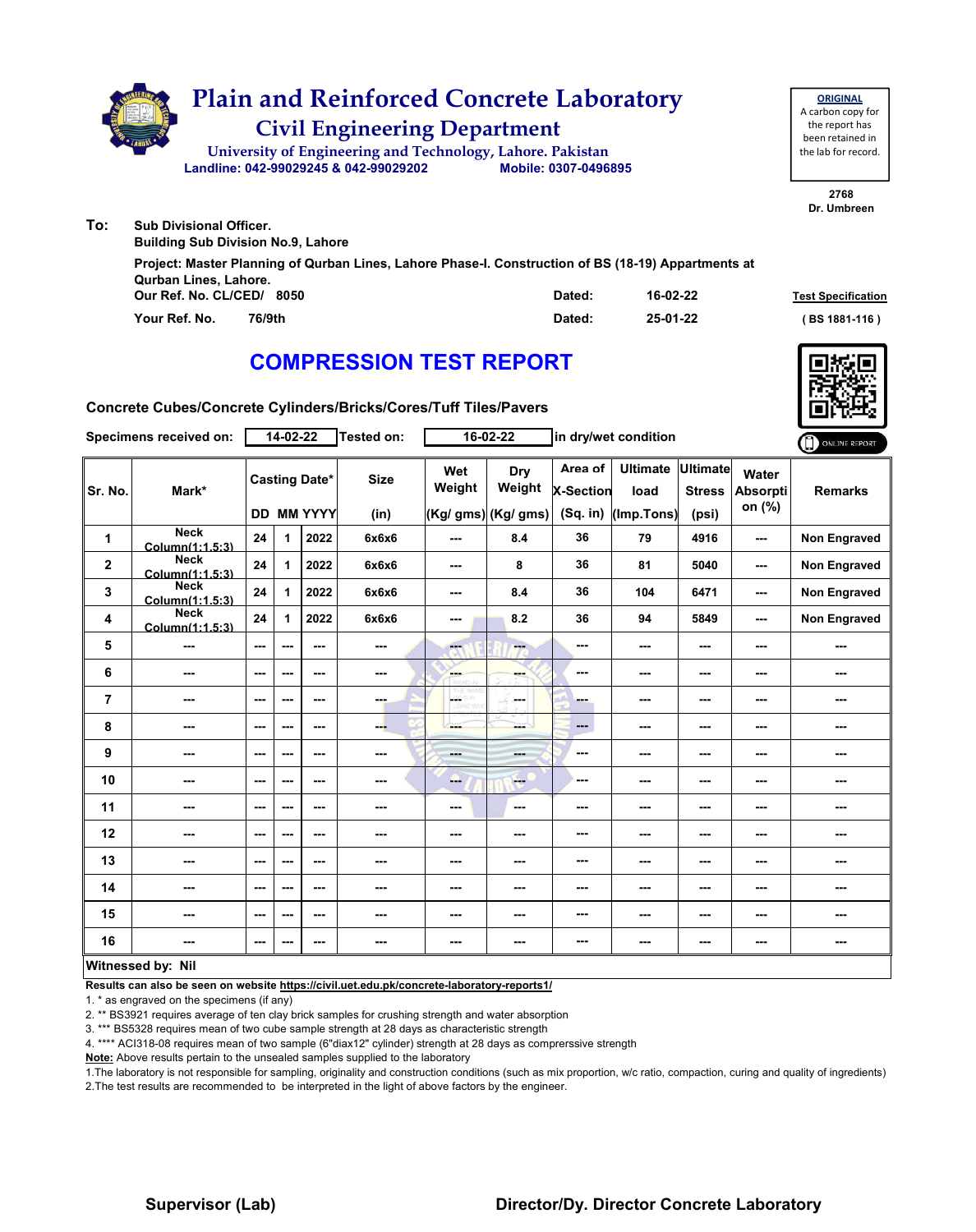# Plain and Reinforced Concrete Laboratory

## Civil Engineering Department

University of Engineering and Technology, Lahore. Pakistan

Landline: 042-99029245 & 042-99029202 Mobile: 0307-0496895

**ORIGINAL**
A carbon copy for the report has been retained in the lab for record.

2768
Dr. Umbreen

**To:** Sub Divisional Officer.
Building Sub Division No.9, Lahore

Project: Master Planning of Qurban Lines, Lahore Phase-I. Construction of BS (18-19) Appartments at Qurban Lines, Lahore.

Our Ref. No. CL/CED/ 8050 Dated: 16-02-22

Your Ref. No. 76/9th Dated: 25-01-22

Test Specification ( BS 1881-116 )

# COMPRESSION TEST REPORT

Concrete Cubes/Concrete Cylinders/Bricks/Cores/Tuff Tiles/Pavers

Specimens received on: 14-02-22 Tested on: 16-02-22 in dry/wet condition

| Sr. No. | Mark* | Casting Date* | | | Size | Wet Weight | Dry Weight | Area of X-Section | Ultimate load | Ultimate Stress | Water Absorption (%) | Remarks |
|---|---|---|---|---|---|---|---|---|---|---|---|---|
| | | DD | MM | YYYY | (in) | (Kg/ gms) | (Kg/ gms) | (Sq. in) | (Imp.Tons) | (psi) | | |
| 1 | Neck Column(1:1.5:3) | 24 | 1 | 2022 | 6x6x6 | --- | 8.4 | 36 | 79 | 4916 | --- | Non Engraved |
| 2 | Neck Column(1:1.5:3) | 24 | 1 | 2022 | 6x6x6 | --- | 8 | 36 | 81 | 5040 | --- | Non Engraved |
| 3 | Neck Column(1:1.5:3) | 24 | 1 | 2022 | 6x6x6 | --- | 8.4 | 36 | 104 | 6471 | --- | Non Engraved |
| 4 | Neck Column(1:1.5:3) | 24 | 1 | 2022 | 6x6x6 | --- | 8.2 | 36 | 94 | 5849 | --- | Non Engraved |
| 5 | --- | --- | --- | --- | --- | --- | --- | --- | --- | --- | --- | --- |
| 6 | --- | --- | --- | --- | --- | --- | --- | --- | --- | --- | --- | --- |
| 7 | --- | --- | --- | --- | --- | --- | --- | --- | --- | --- | --- | --- |
| 8 | --- | --- | --- | --- | --- | --- | --- | --- | --- | --- | --- | --- |
| 9 | --- | --- | --- | --- | --- | --- | --- | --- | --- | --- | --- | --- |
| 10 | --- | --- | --- | --- | --- | --- | --- | --- | --- | --- | --- | --- |
| 11 | --- | --- | --- | --- | --- | --- | --- | --- | --- | --- | --- | --- |
| 12 | --- | --- | --- | --- | --- | --- | --- | --- | --- | --- | --- | --- |
| 13 | --- | --- | --- | --- | --- | --- | --- | --- | --- | --- | --- | --- |
| 14 | --- | --- | --- | --- | --- | --- | --- | --- | --- | --- | --- | --- |
| 15 | --- | --- | --- | --- | --- | --- | --- | --- | --- | --- | --- | --- |
| 16 | --- | --- | --- | --- | --- | --- | --- | --- | --- | --- | --- | --- |

Witnessed by: Nil

**Results can also be seen on website https://civil.uet.edu.pk/concrete-laboratory-reports1/**

1. * as engraved on the specimens (if any)
2. ** BS3921 requires average of ten clay brick samples for crushing strength and water absorption
3. *** BS5328 requires mean of two cube sample strength at 28 days as characteristic strength
4. **** ACI318-08 requires mean of two sample (6"diax12" cylinder) strength at 28 days as comprerssive strength

**Note:** Above results pertain to the unsealed samples supplied to the laboratory

1.The laboratory is not responsible for sampling, originality and construction conditions (such as mix proportion, w/c ratio, compaction, curing and quality of ingredients)
2.The test results are recommended to be interpreted in the light of above factors by the engineer.

**Supervisor (Lab)** **Director/Dy. Director Concrete Laboratory**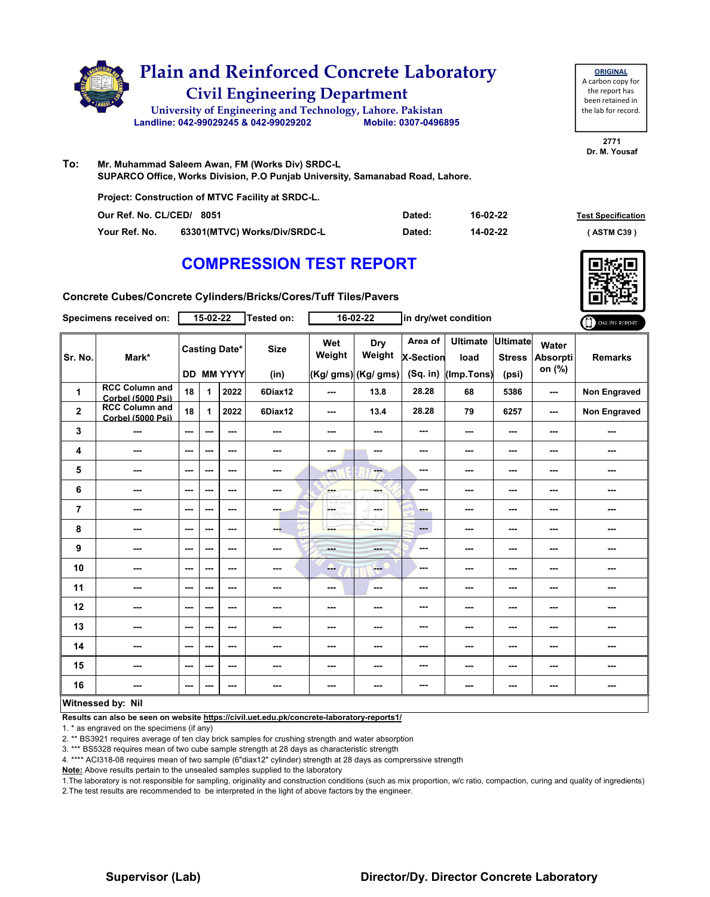# Plain and Reinforced Concrete Laboratory

## Civil Engineering Department

University of Engineering and Technology, Lahore. Pakistan

Landline: 042-99029245 & 042-99029202 Mobile: 0307-0496895

**ORIGINAL**
A carbon copy for the report has been retained in the lab for record.

2771
Dr. M. Yousaf

**To:** Mr. Muhammad Saleem Awan, FM (Works Div) SRDC-L
SUPARCO Office, Works Division, P.O Punjab University, Samanabad Road, Lahore.

Project: Construction of MTVC Facility at SRDC-L.

Our Ref. No. CL/CED/ 8051 Dated: 16-02-22

Your Ref. No. 63301(MTVC) Works/Div/SRDC-L Dated: 14-02-22

Test Specification (ASTM C39)

# COMPRESSION TEST REPORT

Concrete Cubes/Concrete Cylinders/Bricks/Cores/Tuff Tiles/Pavers

Specimens received on: 15-02-22 Tested on: 16-02-22 in dry/wet condition

ONLINE REPORT

| Sr. No. | Mark* | Casting Date* | | | Size | Wet Weight | Dry Weight | Area of X-Section | Ultimate load | Ultimate Stress | Water Absorption (%) | Remarks |
|---|---|---|---|---|---|---|---|---|---|---|---|---|
| | | DD | MM | YYYY | (in) | (Kg/ gms) | (Kg/ gms) | (Sq. in) | (Imp.Tons) | (psi) | | |
| 1 | RCC Column and Corbel (5000 Psi) | 18 | 1 | 2022 | 6Diax12 | --- | 13.8 | 28.28 | 68 | 5386 | --- | Non Engraved |
| 2 | RCC Column and Corbel (5000 Psi) | 18 | 1 | 2022 | 6Diax12 | --- | 13.4 | 28.28 | 79 | 6257 | --- | Non Engraved |
| 3 | --- | --- | --- | --- | --- | --- | --- | --- | --- | --- | --- | --- |
| 4 | --- | --- | --- | --- | --- | --- | --- | --- | --- | --- | --- | --- |
| 5 | --- | --- | --- | --- | --- | --- | --- | --- | --- | --- | --- | --- |
| 6 | --- | --- | --- | --- | --- | --- | --- | --- | --- | --- | --- | --- |
| 7 | --- | --- | --- | --- | --- | --- | --- | --- | --- | --- | --- | --- |
| 8 | --- | --- | --- | --- | --- | --- | --- | --- | --- | --- | --- | --- |
| 9 | --- | --- | --- | --- | --- | --- | --- | --- | --- | --- | --- | --- |
| 10 | --- | --- | --- | --- | --- | --- | --- | --- | --- | --- | --- | --- |
| 11 | --- | --- | --- | --- | --- | --- | --- | --- | --- | --- | --- | --- |
| 12 | --- | --- | --- | --- | --- | --- | --- | --- | --- | --- | --- | --- |
| 13 | --- | --- | --- | --- | --- | --- | --- | --- | --- | --- | --- | --- |
| 14 | --- | --- | --- | --- | --- | --- | --- | --- | --- | --- | --- | --- |
| 15 | --- | --- | --- | --- | --- | --- | --- | --- | --- | --- | --- | --- |
| 16 | --- | --- | --- | --- | --- | --- | --- | --- | --- | --- | --- | --- |

**Witnessed by: Nil**

**Results can also be seen on website https://civil.uet.edu.pk/concrete-laboratory-reports1/**

1. * as engraved on the specimens (if any)
2. ** BS3921 requires average of ten clay brick samples for crushing strength and water absorption
3. *** BS5328 requires mean of two cube sample strength at 28 days as characteristic strength
4. **** ACI318-08 requires mean of two sample (6"diax12" cylinder) strength at 28 days as comprerssive strength

**Note:** Above results pertain to the unsealed samples supplied to the laboratory

1.The laboratory is not responsible for sampling, originality and construction conditions (such as mix proportion, w/c ratio, compaction, curing and quality of ingredients)
2.The test results are recommended to be interpreted in the light of above factors by the engineer.

**Supervisor (Lab)** **Director/Dy. Director Concrete Laboratory**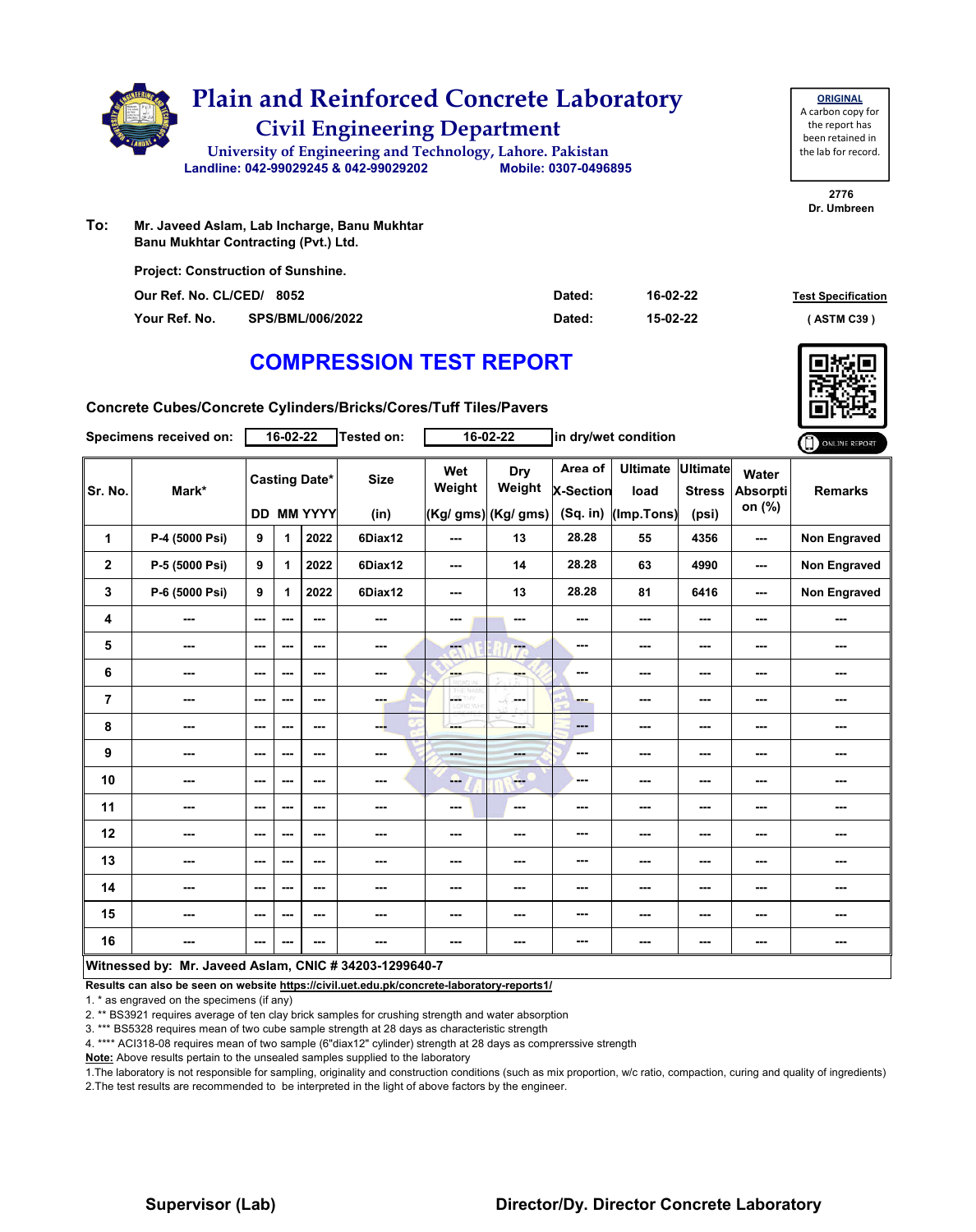# Plain and Reinforced Concrete Laboratory

## Civil Engineering Department

University of Engineering and Technology, Lahore. Pakistan

Landline: 042-99029245 & 042-99029202 Mobile: 0307-0496895

**ORIGINAL**
A carbon copy for the report has been retained in the lab for record.

2776
Dr. Umbreen

**To:** Mr. Javeed Aslam, Lab Incharge, Banu Mukhtar
Banu Mukhtar Contracting (Pvt.) Ltd.

Project: Construction of Sunshine.

Our Ref. No. CL/CED/ 8052 Dated: 16-02-22

Your Ref. No. SPS/BML/006/2022 Dated: 15-02-22

Test Specification ( ASTM C39 )

## COMPRESSION TEST REPORT

Concrete Cubes/Concrete Cylinders/Bricks/Cores/Tuff Tiles/Pavers

Specimens received on: 16-02-22 Tested on: 16-02-22 in dry/wet condition

ONLINE REPORT

| Sr. No. | Mark* | Casting Date* | | | Size | Wet Weight | Dry Weight | Area of X-Section | Ultimate load | Ultimate Stress | Water Absorption (%) | Remarks |
|---|---|---|---|---|---|---|---|---|---|---|---|---|
| | | DD | MM | YYYY | (in) | (Kg/ gms) | (Kg/ gms) | (Sq. in) | (Imp.Tons) | (psi) | | |
| 1 | P-4 (5000 Psi) | 9 | 1 | 2022 | 6Diax12 | --- | 13 | 28.28 | 55 | 4356 | --- | Non Engraved |
| 2 | P-5 (5000 Psi) | 9 | 1 | 2022 | 6Diax12 | --- | 14 | 28.28 | 63 | 4990 | --- | Non Engraved |
| 3 | P-6 (5000 Psi) | 9 | 1 | 2022 | 6Diax12 | --- | 13 | 28.28 | 81 | 6416 | --- | Non Engraved |
| 4 | --- | --- | --- | --- | --- | --- | --- | --- | --- | --- | --- | --- |
| 5 | --- | --- | --- | --- | --- | --- | --- | --- | --- | --- | --- | --- |
| 6 | --- | --- | --- | --- | --- | --- | --- | --- | --- | --- | --- | --- |
| 7 | --- | --- | --- | --- | --- | --- | --- | --- | --- | --- | --- | --- |
| 8 | --- | --- | --- | --- | --- | --- | --- | --- | --- | --- | --- | --- |
| 9 | --- | --- | --- | --- | --- | --- | --- | --- | --- | --- | --- | --- |
| 10 | --- | --- | --- | --- | --- | --- | --- | --- | --- | --- | --- | --- |
| 11 | --- | --- | --- | --- | --- | --- | --- | --- | --- | --- | --- | --- |
| 12 | --- | --- | --- | --- | --- | --- | --- | --- | --- | --- | --- | --- |
| 13 | --- | --- | --- | --- | --- | --- | --- | --- | --- | --- | --- | --- |
| 14 | --- | --- | --- | --- | --- | --- | --- | --- | --- | --- | --- | --- |
| 15 | --- | --- | --- | --- | --- | --- | --- | --- | --- | --- | --- | --- |
| 16 | --- | --- | --- | --- | --- | --- | --- | --- | --- | --- | --- | --- |

**Witnessed by: Mr. Javeed Aslam, CNIC # 34203-1299640-7**

**Results can also be seen on website https://civil.uet.edu.pk/concrete-laboratory-reports1/**

1. * as engraved on the specimens (if any)
2. ** BS3921 requires average of ten clay brick samples for crushing strength and water absorption
3. *** BS5328 requires mean of two cube sample strength at 28 days as characteristic strength
4. **** ACI318-08 requires mean of two sample (6"diax12" cylinder) strength at 28 days as comprerssive strength

**Note:** Above results pertain to the unsealed samples supplied to the laboratory

1.The laboratory is not responsible for sampling, originality and construction conditions (such as mix proportion, w/c ratio, compaction, curing and quality of ingredients)
2.The test results are recommended to be interpreted in the light of above factors by the engineer.

**Supervisor (Lab)** **Director/Dy. Director Concrete Laboratory**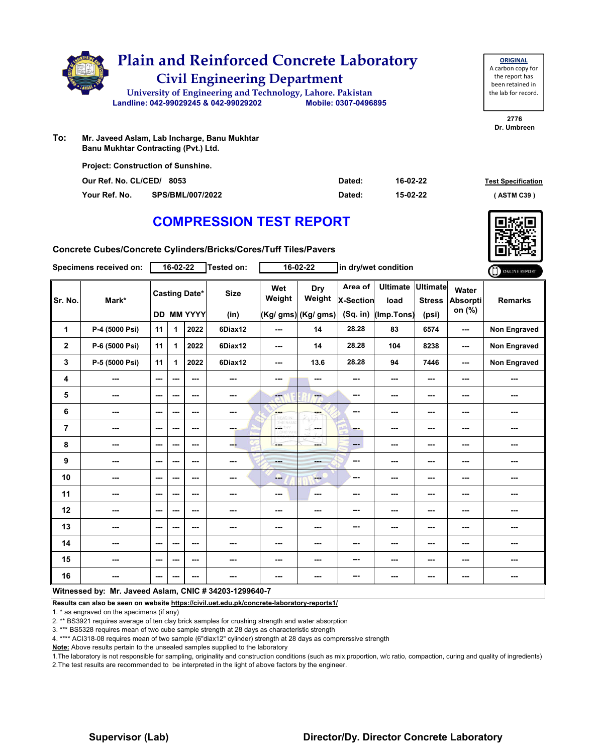# Plain and Reinforced Concrete Laboratory

## Civil Engineering Department

University of Engineering and Technology, Lahore. Pakistan

Landline: 042-99029245 & 042-99029202 Mobile: 0307-0496895

**ORIGINAL**
A carbon copy for the report has been retained in the lab for record.

2776
Dr. Umbreen

**To:** Mr. Javeed Aslam, Lab Incharge, Banu Mukhtar
Banu Mukhtar Contracting (Pvt.) Ltd.

Project: Construction of Sunshine.

Our Ref. No. CL/CED/ 8053 Dated: 16-02-22

Your Ref. No. SPS/BML/007/2022 Dated: 15-02-22

Test Specification
( ASTM C39 )

# COMPRESSION TEST REPORT

Concrete Cubes/Concrete Cylinders/Bricks/Cores/Tuff Tiles/Pavers

Specimens received on: 16-02-22 Tested on: 16-02-22 in dry/wet condition

| Sr. No. | Mark* | Casting Date* DD | MM | YYYY | Size (in) | Wet Weight (Kg/ gms) | Dry Weight (Kg/ gms) | Area of X-Section (Sq. in) | Ultimate load (Imp.Tons) | Ultimate Stress (psi) | Water Absorption (%) | Remarks |
|---|---|---|---|---|---|---|---|---|---|---|---|---|
| 1 | P-4 (5000 Psi) | 11 | 1 | 2022 | 6Diax12 | --- | 14 | 28.28 | 83 | 6574 | --- | Non Engraved |
| 2 | P-6 (5000 Psi) | 11 | 1 | 2022 | 6Diax12 | --- | 14 | 28.28 | 104 | 8238 | --- | Non Engraved |
| 3 | P-5 (5000 Psi) | 11 | 1 | 2022 | 6Diax12 | --- | 13.6 | 28.28 | 94 | 7446 | --- | Non Engraved |
| 4 | --- | --- | --- | --- | --- | --- | --- | --- | --- | --- | --- | --- |
| 5 | --- | --- | --- | --- | --- | --- | --- | --- | --- | --- | --- | --- |
| 6 | --- | --- | --- | --- | --- | --- | --- | --- | --- | --- | --- | --- |
| 7 | --- | --- | --- | --- | --- | --- | --- | --- | --- | --- | --- | --- |
| 8 | --- | --- | --- | --- | --- | --- | --- | --- | --- | --- | --- | --- |
| 9 | --- | --- | --- | --- | --- | --- | --- | --- | --- | --- | --- | --- |
| 10 | --- | --- | --- | --- | --- | --- | --- | --- | --- | --- | --- | --- |
| 11 | --- | --- | --- | --- | --- | --- | --- | --- | --- | --- | --- | --- |
| 12 | --- | --- | --- | --- | --- | --- | --- | --- | --- | --- | --- | --- |
| 13 | --- | --- | --- | --- | --- | --- | --- | --- | --- | --- | --- | --- |
| 14 | --- | --- | --- | --- | --- | --- | --- | --- | --- | --- | --- | --- |
| 15 | --- | --- | --- | --- | --- | --- | --- | --- | --- | --- | --- | --- |
| 16 | --- | --- | --- | --- | --- | --- | --- | --- | --- | --- | --- | --- |

**Witnessed by: Mr. Javeed Aslam, CNIC # 34203-1299640-7**

**Results can also be seen on website https://civil.uet.edu.pk/concrete-laboratory-reports1/**

1. * as engraved on the specimens (if any)
2. ** BS3921 requires average of ten clay brick samples for crushing strength and water absorption
3. *** BS5328 requires mean of two cube sample strength at 28 days as characteristic strength
4. **** ACI318-08 requires mean of two sample (6"diax12" cylinder) strength at 28 days as comprerssive strength

**Note:** Above results pertain to the unsealed samples supplied to the laboratory

1.The laboratory is not responsible for sampling, originality and construction conditions (such as mix proportion, w/c ratio, compaction, curing and quality of ingredients)
2.The test results are recommended to be interpreted in the light of above factors by the engineer.

**Supervisor (Lab)** **Director/Dy. Director Concrete Laboratory**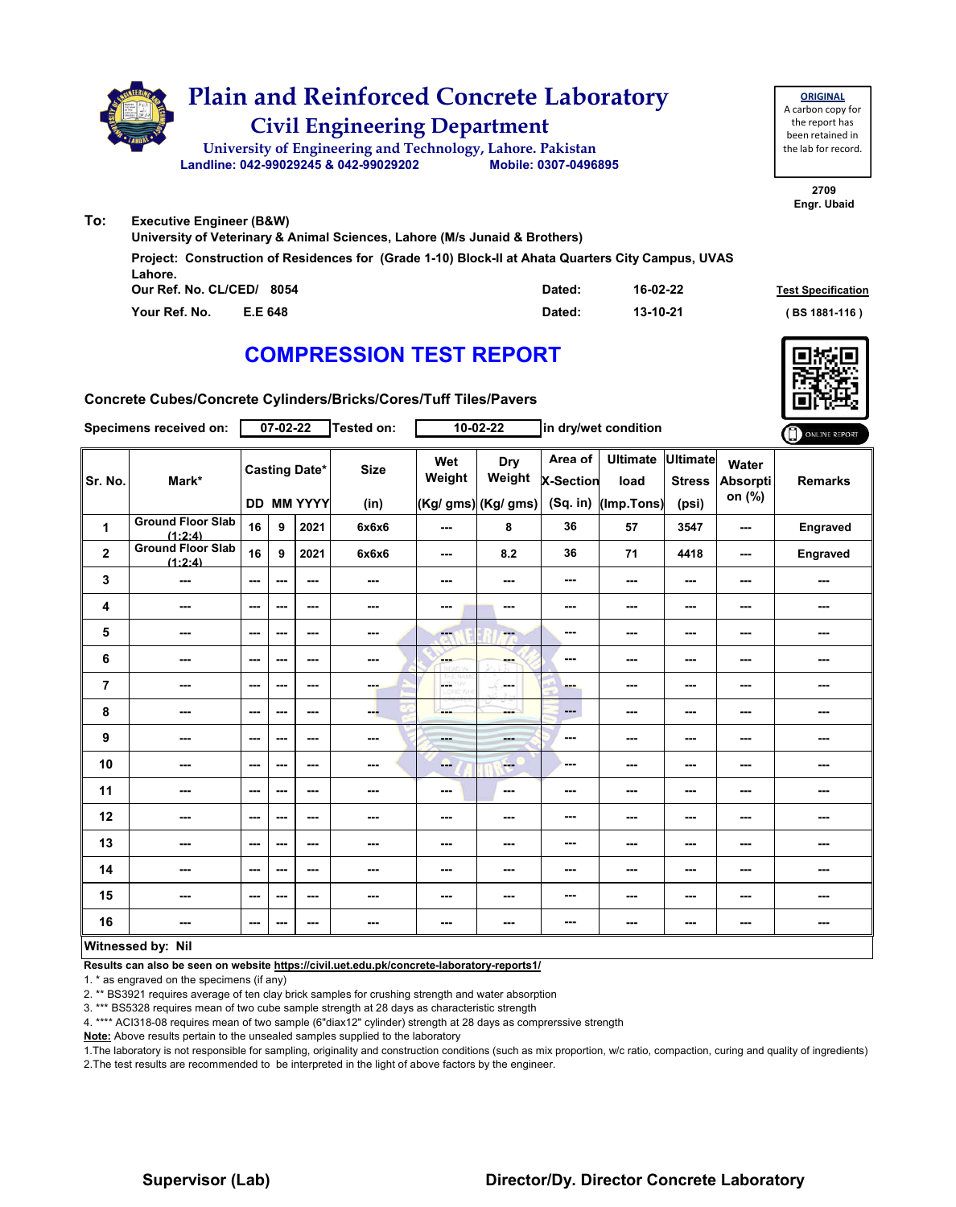# Plain and Reinforced Concrete Laboratory

## Civil Engineering Department

University of Engineering and Technology, Lahore. Pakistan

Landline: 042-99029245 & 042-99029202 Mobile: 0307-0496895

**ORIGINAL**
A carbon copy for the report has been retained in the lab for record.

2709
Engr. Ubaid

**To:** Executive Engineer (B&W)
University of Veterinary & Animal Sciences, Lahore (M/s Junaid & Brothers)

Project: Construction of Residences for (Grade 1-10) Block-II at Ahata Quarters City Campus, UVAS Lahore.

Our Ref. No. CL/CED/ 8054 Dated: 16-02-22

Your Ref. No. E.E 648 Dated: 13-10-21

Test Specification
( BS 1881-116 )

# COMPRESSION TEST REPORT

Concrete Cubes/Concrete Cylinders/Bricks/Cores/Tuff Tiles/Pavers

Specimens received on: 07-02-22 Tested on: 10-02-22 in dry/wet condition

| Sr. No. | Mark* | Casting Date* | | | Size | Wet Weight | Dry Weight | Area of X-Section | Ultimate load | Ultimate Stress | Water Absorption (%) | Remarks |
|---|---|---|---|---|---|---|---|---|---|---|---|---|
| | | DD | MM | YYYY | (in) | (Kg/ gms) | (Kg/ gms) | (Sq. in) | (Imp.Tons) | (psi) | | |
| 1 | Ground Floor Slab (1:2:4) | 16 | 9 | 2021 | 6x6x6 | --- | 8 | 36 | 57 | 3547 | --- | Engraved |
| 2 | Ground Floor Slab (1:2:4) | 16 | 9 | 2021 | 6x6x6 | --- | 8.2 | 36 | 71 | 4418 | --- | Engraved |
| 3 | --- | --- | --- | --- | --- | --- | --- | --- | --- | --- | --- | --- |
| 4 | --- | --- | --- | --- | --- | --- | --- | --- | --- | --- | --- | --- |
| 5 | --- | --- | --- | --- | --- | --- | --- | --- | --- | --- | --- | --- |
| 6 | --- | --- | --- | --- | --- | --- | --- | --- | --- | --- | --- | --- |
| 7 | --- | --- | --- | --- | --- | --- | --- | --- | --- | --- | --- | --- |
| 8 | --- | --- | --- | --- | --- | --- | --- | --- | --- | --- | --- | --- |
| 9 | --- | --- | --- | --- | --- | --- | --- | --- | --- | --- | --- | --- |
| 10 | --- | --- | --- | --- | --- | --- | --- | --- | --- | --- | --- | --- |
| 11 | --- | --- | --- | --- | --- | --- | --- | --- | --- | --- | --- | --- |
| 12 | --- | --- | --- | --- | --- | --- | --- | --- | --- | --- | --- | --- |
| 13 | --- | --- | --- | --- | --- | --- | --- | --- | --- | --- | --- | --- |
| 14 | --- | --- | --- | --- | --- | --- | --- | --- | --- | --- | --- | --- |
| 15 | --- | --- | --- | --- | --- | --- | --- | --- | --- | --- | --- | --- |
| 16 | --- | --- | --- | --- | --- | --- | --- | --- | --- | --- | --- | --- |

**Witnessed by: Nil**

**Results can also be seen on website https://civil.uet.edu.pk/concrete-laboratory-reports1/**

1. * as engraved on the specimens (if any)
2. ** BS3921 requires average of ten clay brick samples for crushing strength and water absorption
3. *** BS5328 requires mean of two cube sample strength at 28 days as characteristic strength
4. **** ACI318-08 requires mean of two sample (6"diax12" cylinder) strength at 28 days as comprerssive strength

**Note:** Above results pertain to the unsealed samples supplied to the laboratory

1. The laboratory is not responsible for sampling, originality and construction conditions (such as mix proportion, w/c ratio, compaction, curing and quality of ingredients)
2. The test results are recommended to be interpreted in the light of above factors by the engineer.

**Supervisor (Lab)** **Director/Dy. Director Concrete Laboratory**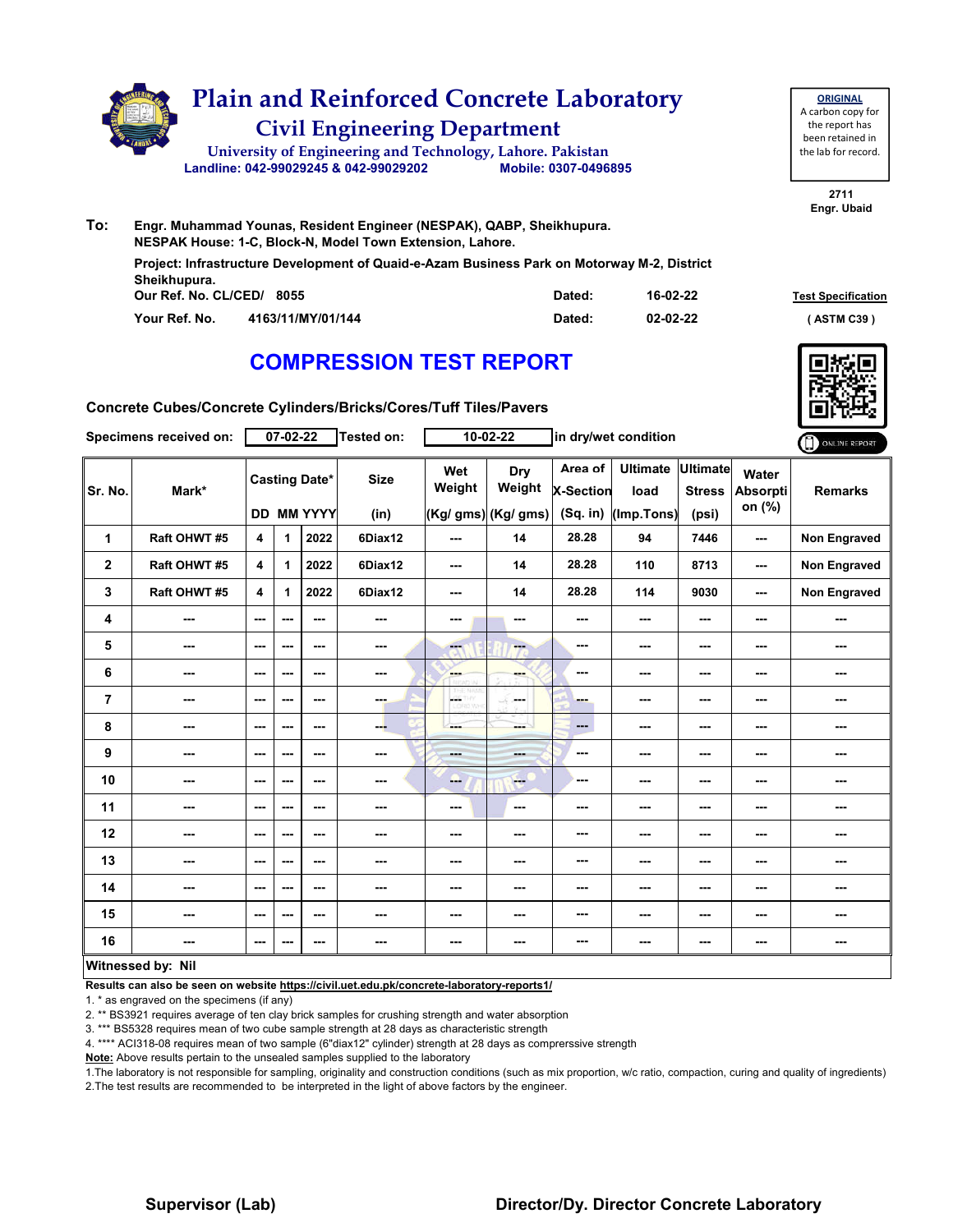# Plain and Reinforced Concrete Laboratory

## Civil Engineering Department

University of Engineering and Technology, Lahore. Pakistan

Landline: 042-99029245 & 042-99029202 Mobile: 0307-0496895

**ORIGINAL**
A carbon copy for the report has been retained in the lab for record.

2711
Engr. Ubaid

**To:** Engr. Muhammad Younas, Resident Engineer (NESPAK), QABP, Sheikhupura.
NESPAK House: 1-C, Block-N, Model Town Extension, Lahore.

Project: Infrastructure Development of Quaid-e-Azam Business Park on Motorway M-2, District Sheikhupura.

Our Ref. No. CL/CED/ 8055 Dated: 16-02-22

Your Ref. No. 4163/11/MY/01/144 Dated: 02-02-22

Test Specification ( ASTM C39 )

## COMPRESSION TEST REPORT

Concrete Cubes/Concrete Cylinders/Bricks/Cores/Tuff Tiles/Pavers

Specimens received on: 07-02-22 Tested on: 10-02-22 in dry/wet condition

| Sr. No. | Mark* | Casting Date* DD | MM | YYYY | Size (in) | Wet Weight (Kg/ gms) | Dry Weight (Kg/ gms) | Area of X-Section (Sq. in) | Ultimate load (Imp.Tons) | Ultimate Stress (psi) | Water Absorption (%) | Remarks |
|---|---|---|---|---|---|---|---|---|---|---|---|---|
| 1 | Raft OHWT #5 | 4 | 1 | 2022 | 6Diax12 | --- | 14 | 28.28 | 94 | 7446 | --- | Non Engraved |
| 2 | Raft OHWT #5 | 4 | 1 | 2022 | 6Diax12 | --- | 14 | 28.28 | 110 | 8713 | --- | Non Engraved |
| 3 | Raft OHWT #5 | 4 | 1 | 2022 | 6Diax12 | --- | 14 | 28.28 | 114 | 9030 | --- | Non Engraved |
| 4 | --- | --- | --- | --- | --- | --- | --- | --- | --- | --- | --- | --- |
| 5 | --- | --- | --- | --- | --- | --- | --- | --- | --- | --- | --- | --- |
| 6 | --- | --- | --- | --- | --- | --- | --- | --- | --- | --- | --- | --- |
| 7 | --- | --- | --- | --- | --- | --- | --- | --- | --- | --- | --- | --- |
| 8 | --- | --- | --- | --- | --- | --- | --- | --- | --- | --- | --- | --- |
| 9 | --- | --- | --- | --- | --- | --- | --- | --- | --- | --- | --- | --- |
| 10 | --- | --- | --- | --- | --- | --- | --- | --- | --- | --- | --- | --- |
| 11 | --- | --- | --- | --- | --- | --- | --- | --- | --- | --- | --- | --- |
| 12 | --- | --- | --- | --- | --- | --- | --- | --- | --- | --- | --- | --- |
| 13 | --- | --- | --- | --- | --- | --- | --- | --- | --- | --- | --- | --- |
| 14 | --- | --- | --- | --- | --- | --- | --- | --- | --- | --- | --- | --- |
| 15 | --- | --- | --- | --- | --- | --- | --- | --- | --- | --- | --- | --- |
| 16 | --- | --- | --- | --- | --- | --- | --- | --- | --- | --- | --- | --- |

**Witnessed by: Nil**

**Results can also be seen on website https://civil.uet.edu.pk/concrete-laboratory-reports1/**

1. * as engraved on the specimens (if any)
2. ** BS3921 requires average of ten clay brick samples for crushing strength and water absorption
3. *** BS5328 requires mean of two cube sample strength at 28 days as characteristic strength
4. **** ACI318-08 requires mean of two sample (6"diax12" cylinder) strength at 28 days as comprerssive strength

**Note:** Above results pertain to the unsealed samples supplied to the laboratory

1.The laboratory is not responsible for sampling, originality and construction conditions (such as mix proportion, w/c ratio, compaction, curing and quality of ingredients)
2.The test results are recommended to be interpreted in the light of above factors by the engineer.

**Supervisor (Lab)** **Director/Dy. Director Concrete Laboratory**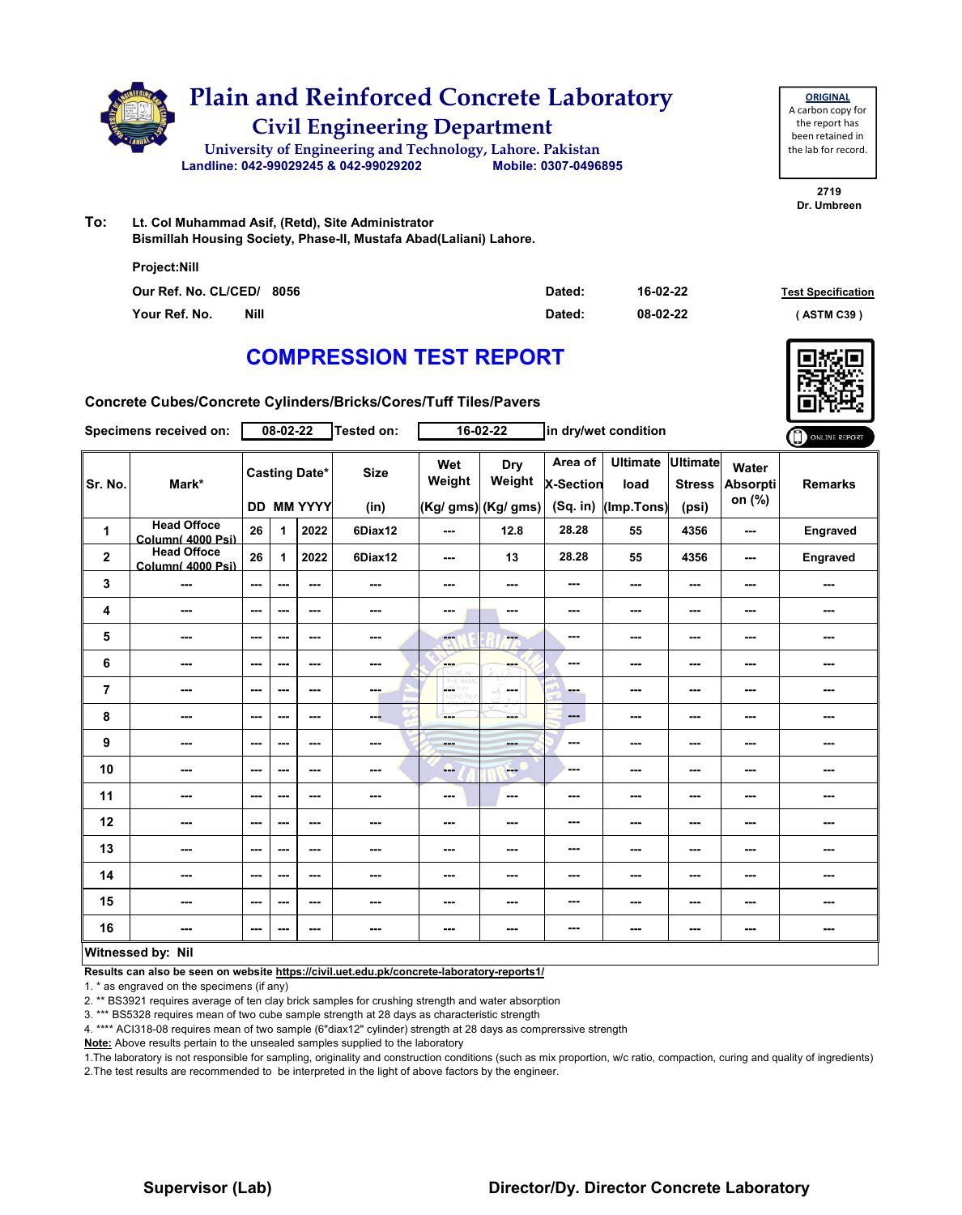# Plain and Reinforced Concrete Laboratory

## Civil Engineering Department

University of Engineering and Technology, Lahore. Pakistan

Landline: 042-99029245 & 042-99029202 Mobile: 0307-0496895

**ORIGINAL**
A carbon copy for the report has been retained in the lab for record.

2719
Dr. Umbreen

**To:** Lt. Col Muhammad Asif, (Retd), Site Administrator
Bismillah Housing Society, Phase-II, Mustafa Abad(Laliani) Lahore.

Project:Nill

Our Ref. No. CL/CED/ 8056 Dated: 16-02-22

Your Ref. No. Nill Dated: 08-02-22

Test Specification
( ASTM C39 )

# COMPRESSION TEST REPORT

Concrete Cubes/Concrete Cylinders/Bricks/Cores/Tuff Tiles/Pavers

Specimens received on: 08-02-22 Tested on: 16-02-22 in dry/wet condition

ONLINE REPORT

| Sr. No. | Mark* | Casting Date* DD | MM | YYYY | Size (in) | Wet Weight (Kg/ gms) | Dry Weight (Kg/ gms) | Area of X-Section (Sq. in) | Ultimate load (Imp.Tons) | Ultimate Stress (psi) | Water Absorption (%) | Remarks |
|---|---|---|---|---|---|---|---|---|---|---|---|---|
| 1 | Head Office Column( 4000 Psi) | 26 | 1 | 2022 | 6Diax12 | --- | 12.8 | 28.28 | 55 | 4356 | --- | Engraved |
| 2 | Head Office Column( 4000 Psi) | 26 | 1 | 2022 | 6Diax12 | --- | 13 | 28.28 | 55 | 4356 | --- | Engraved |
| 3 | --- | --- | --- | --- | --- | --- | --- | --- | --- | --- | --- | --- |
| 4 | --- | --- | --- | --- | --- | --- | --- | --- | --- | --- | --- | --- |
| 5 | --- | --- | --- | --- | --- | --- | --- | --- | --- | --- | --- | --- |
| 6 | --- | --- | --- | --- | --- | --- | --- | --- | --- | --- | --- | --- |
| 7 | --- | --- | --- | --- | --- | --- | --- | --- | --- | --- | --- | --- |
| 8 | --- | --- | --- | --- | --- | --- | --- | --- | --- | --- | --- | --- |
| 9 | --- | --- | --- | --- | --- | --- | --- | --- | --- | --- | --- | --- |
| 10 | --- | --- | --- | --- | --- | --- | --- | --- | --- | --- | --- | --- |
| 11 | --- | --- | --- | --- | --- | --- | --- | --- | --- | --- | --- | --- |
| 12 | --- | --- | --- | --- | --- | --- | --- | --- | --- | --- | --- | --- |
| 13 | --- | --- | --- | --- | --- | --- | --- | --- | --- | --- | --- | --- |
| 14 | --- | --- | --- | --- | --- | --- | --- | --- | --- | --- | --- | --- |
| 15 | --- | --- | --- | --- | --- | --- | --- | --- | --- | --- | --- | --- |
| 16 | --- | --- | --- | --- | --- | --- | --- | --- | --- | --- | --- | --- |

**Witnessed by: Nil**

**Results can also be seen on website https://civil.uet.edu.pk/concrete-laboratory-reports1/**

1. * as engraved on the specimens (if any)
2. ** BS3921 requires average of ten clay brick samples for crushing strength and water absorption
3. *** BS5328 requires mean of two cube sample strength at 28 days as characteristic strength
4. **** ACI318-08 requires mean of two sample (6"diax12" cylinder) strength at 28 days as comprerssive strength

**Note:** Above results pertain to the unsealed samples supplied to the laboratory

1.The laboratory is not responsible for sampling, originality and construction conditions (such as mix proportion, w/c ratio, compaction, curing and quality of ingredients)
2.The test results are recommended to be interpreted in the light of above factors by the engineer.

**Supervisor (Lab)** **Director/Dy. Director Concrete Laboratory**